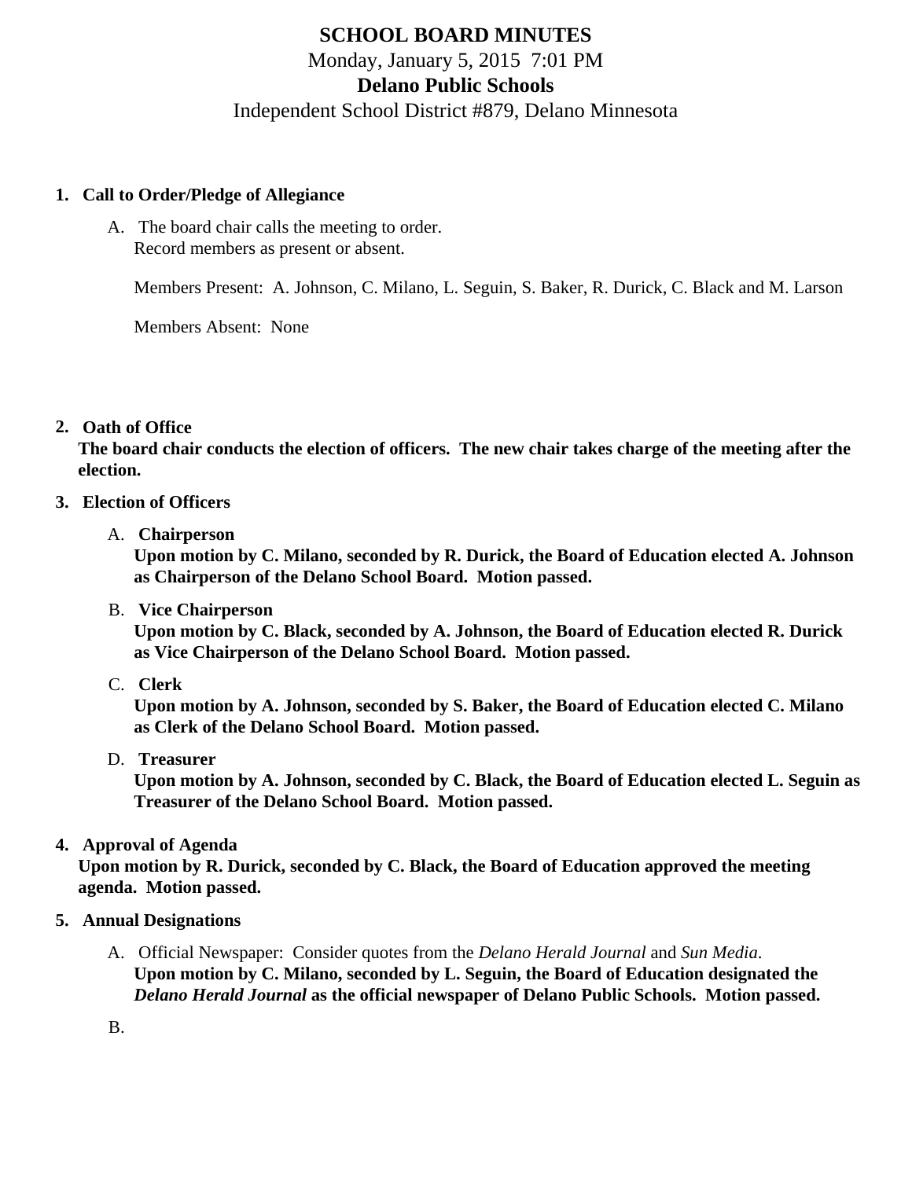# SCHOOL BOARD MINUTES

Monday, January 5, 2015 7:01 PM

## Delano Public Schools

Independent School District #879, Delano Minnesota

1. **Call to Order/Pledge of Allegiance**

   A. The board chair calls the meeting to order.
   Record members as present or absent.

   Members Present: A. Johnson, C. Milano, L. Seguin, S. Baker, R. Durick, C. Black and M. Larson

   Members Absent: None

2. **Oath of Office**
   **The board chair conducts the election of officers. The new chair takes charge of the meeting after the election.**

3. **Election of Officers**

   A. **Chairperson**
   **Upon motion by C. Milano, seconded by R. Durick, the Board of Education elected A. Johnson as Chairperson of the Delano School Board. Motion passed.**

   B. **Vice Chairperson**
   **Upon motion by C. Black, seconded by A. Johnson, the Board of Education elected R. Durick as Vice Chairperson of the Delano School Board. Motion passed.**

   C. **Clerk**
   **Upon motion by A. Johnson, seconded by S. Baker, the Board of Education elected C. Milano as Clerk of the Delano School Board. Motion passed.**

   D. **Treasurer**
   **Upon motion by A. Johnson, seconded by C. Black, the Board of Education elected L. Seguin as Treasurer of the Delano School Board. Motion passed.**

4. **Approval of Agenda**
   **Upon motion by R. Durick, seconded by C. Black, the Board of Education approved the meeting agenda. Motion passed.**

5. **Annual Designations**

   A. Official Newspaper: Consider quotes from the *Delano Herald Journal* and *Sun Media*.
   **Upon motion by C. Milano, seconded by L. Seguin, the Board of Education designated the *Delano Herald Journal* as the official newspaper of Delano Public Schools. Motion passed.**

   B.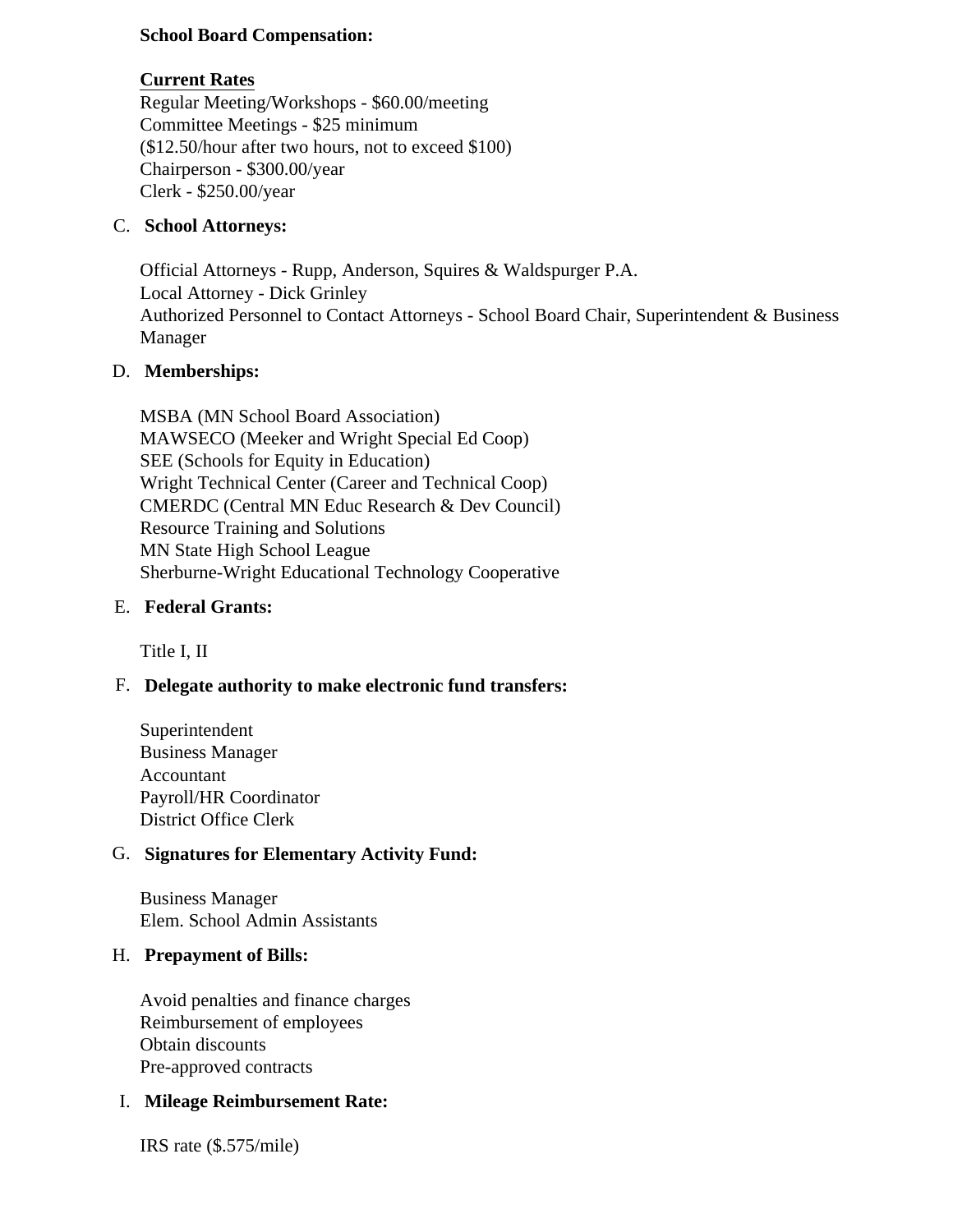**School Board Compensation:**

**Current Rates**

Regular Meeting/Workshops - $60.00/meeting
Committee Meetings - $25 minimum
($12.50/hour after two hours, not to exceed $100)
Chairperson - $300.00/year
Clerk - $250.00/year

C. **School Attorneys:**

Official Attorneys - Rupp, Anderson, Squires & Waldspurger P.A.
Local Attorney - Dick Grinley
Authorized Personnel to Contact Attorneys - School Board Chair, Superintendent & Business Manager

D. **Memberships:**

MSBA (MN School Board Association)
MAWSECO (Meeker and Wright Special Ed Coop)
SEE (Schools for Equity in Education)
Wright Technical Center (Career and Technical Coop)
CMERDC (Central MN Educ Research & Dev Council)
Resource Training and Solutions
MN State High School League
Sherburne-Wright Educational Technology Cooperative

E. **Federal Grants:**

Title I, II

F. **Delegate authority to make electronic fund transfers:**

Superintendent
Business Manager
Accountant
Payroll/HR Coordinator
District Office Clerk

G. **Signatures for Elementary Activity Fund:**

Business Manager
Elem. School Admin Assistants

H. **Prepayment of Bills:**

Avoid penalties and finance charges
Reimbursement of employees
Obtain discounts
Pre-approved contracts

I. **Mileage Reimbursement Rate:**

IRS rate ($.575/mile)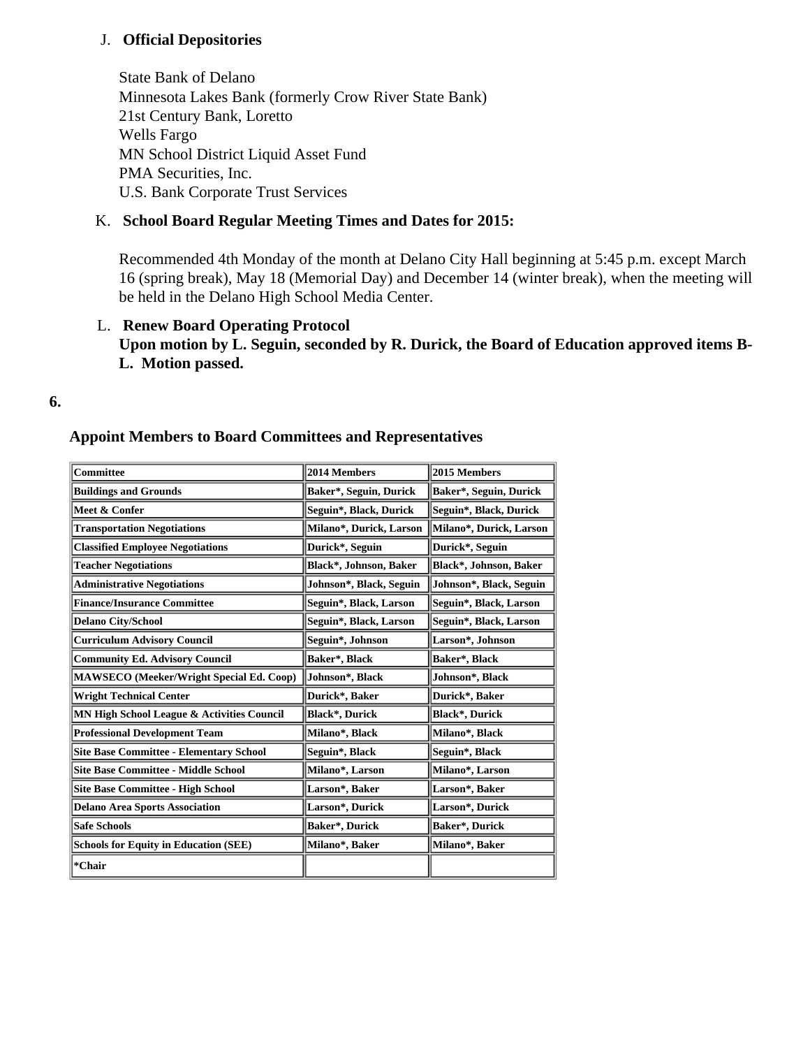J. **Official Depositories**

State Bank of Delano
Minnesota Lakes Bank (formerly Crow River State Bank)
21st Century Bank, Loretto
Wells Fargo
MN School District Liquid Asset Fund
PMA Securities, Inc.
U.S. Bank Corporate Trust Services

K. **School Board Regular Meeting Times and Dates for 2015:**

Recommended 4th Monday of the month at Delano City Hall beginning at 5:45 p.m. except March 16 (spring break), May 18 (Memorial Day) and December 14 (winter break), when the meeting will be held in the Delano High School Media Center.

L. **Renew Board Operating Protocol**
**Upon motion by L. Seguin, seconded by R. Durick, the Board of Education approved items B-L. Motion passed.**

**6.**

**Appoint Members to Board Committees and Representatives**

| Committee | 2014 Members | 2015 Members |
|---|---|---|
| Buildings and Grounds | Baker*, Seguin, Durick | Baker*, Seguin, Durick |
| Meet & Confer | Seguin*, Black, Durick | Seguin*, Black, Durick |
| Transportation Negotiations | Milano*, Durick, Larson | Milano*, Durick, Larson |
| Classified Employee Negotiations | Durick*, Seguin | Durick*, Seguin |
| Teacher Negotiations | Black*, Johnson, Baker | Black*, Johnson, Baker |
| Administrative Negotiations | Johnson*, Black, Seguin | Johnson*, Black, Seguin |
| Finance/Insurance Committee | Seguin*, Black, Larson | Seguin*, Black, Larson |
| Delano City/School | Seguin*, Black, Larson | Seguin*, Black, Larson |
| Curriculum Advisory Council | Seguin*, Johnson | Larson*, Johnson |
| Community Ed. Advisory Council | Baker*, Black | Baker*, Black |
| MAWSECO (Meeker/Wright Special Ed. Coop) | Johnson*, Black | Johnson*, Black |
| Wright Technical Center | Durick*, Baker | Durick*, Baker |
| MN High School League & Activities Council | Black*, Durick | Black*, Durick |
| Professional Development Team | Milano*, Black | Milano*, Black |
| Site Base Committee - Elementary School | Seguin*, Black | Seguin*, Black |
| Site Base Committee - Middle School | Milano*, Larson | Milano*, Larson |
| Site Base Committee - High School | Larson*, Baker | Larson*, Baker |
| Delano Area Sports Association | Larson*, Durick | Larson*, Durick |
| Safe Schools | Baker*, Durick | Baker*, Durick |
| Schools for Equity in Education (SEE) | Milano*, Baker | Milano*, Baker |
| *Chair | | |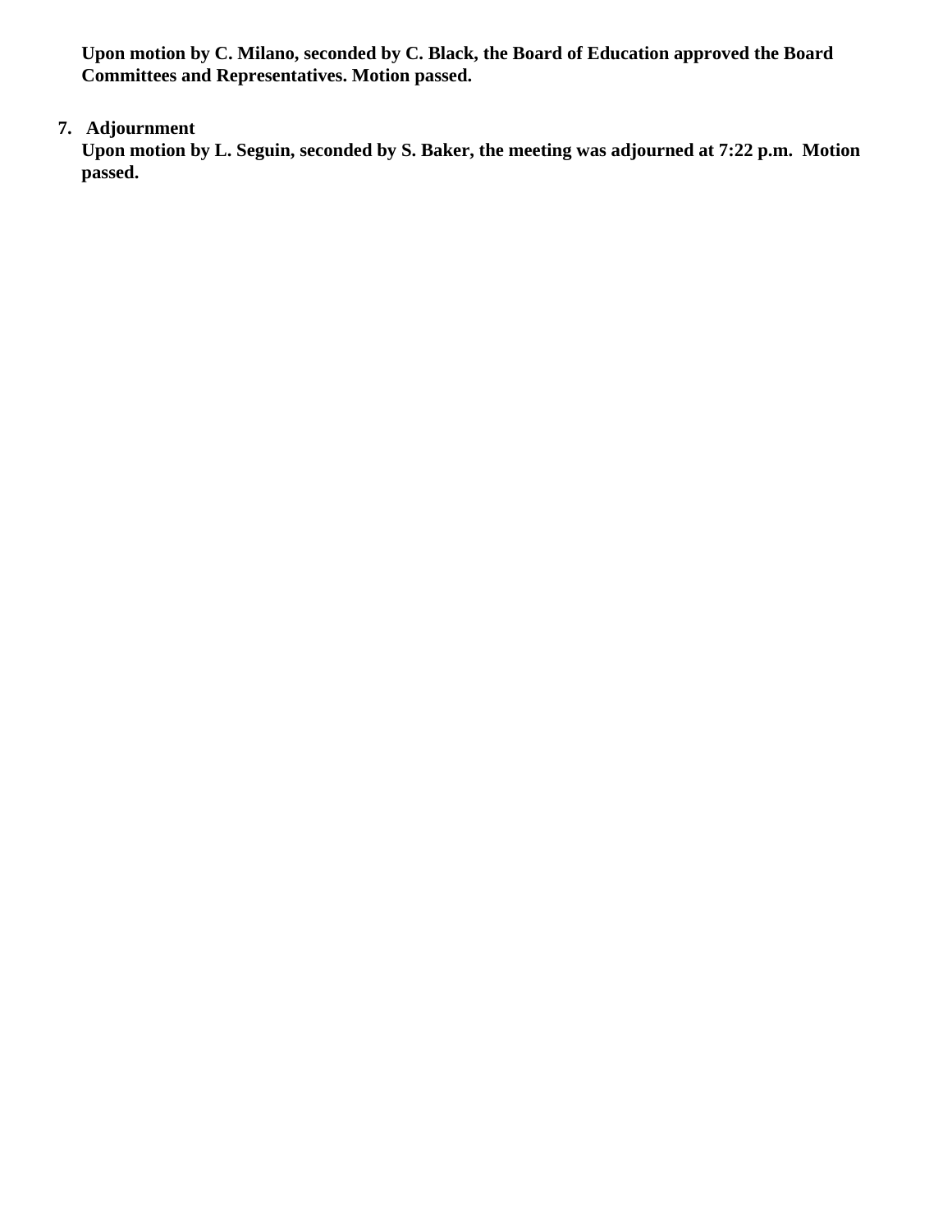**Upon motion by C. Milano, seconded by C. Black, the Board of Education approved the Board Committees and Representatives. Motion passed.**

7. **Adjournment**

   **Upon motion by L. Seguin, seconded by S. Baker, the meeting was adjourned at 7:22 p.m. Motion passed.**